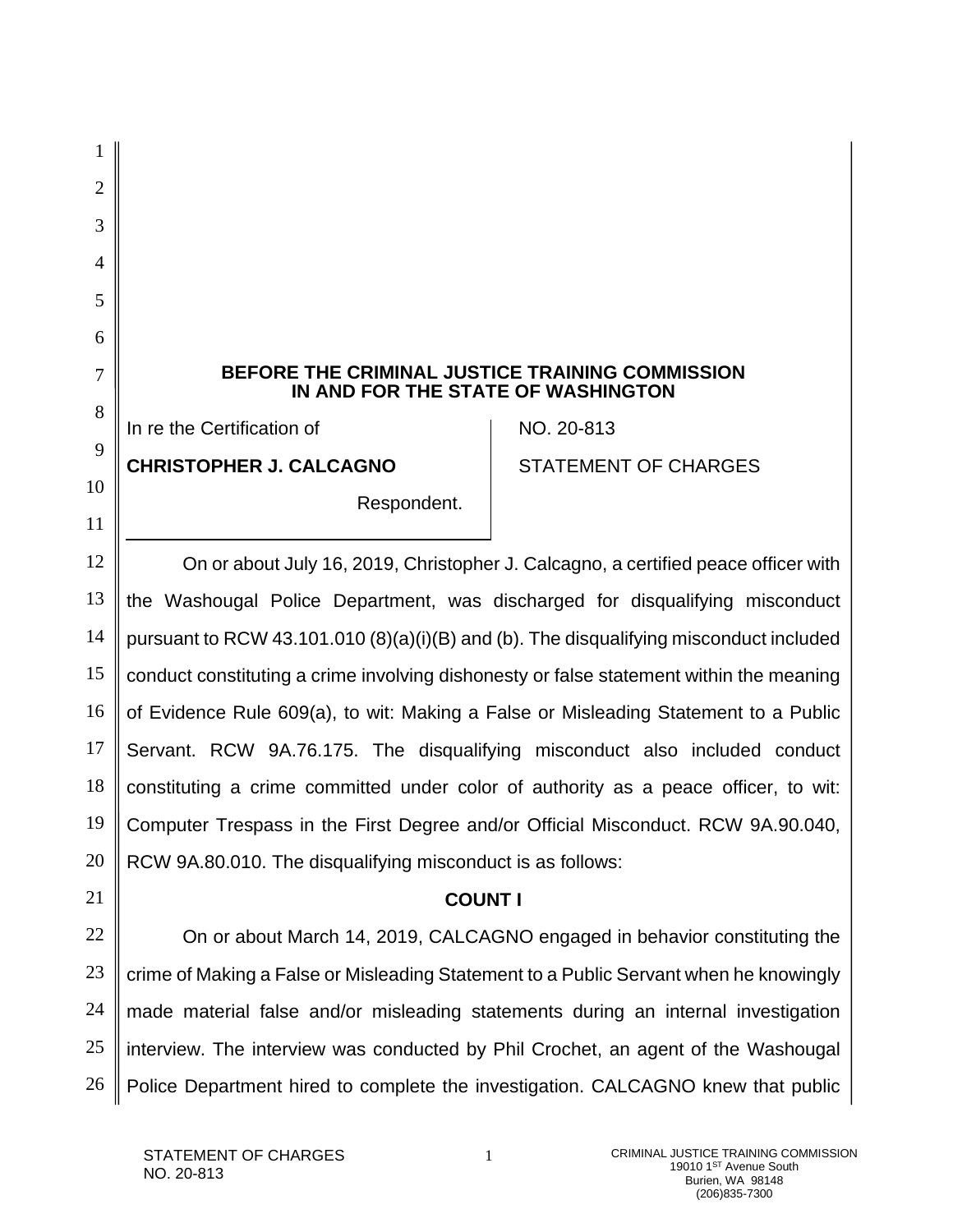**BEFORE THE CRIMINAL JUSTICE TRAINING COMMISSION IN AND FOR THE STATE OF WASHINGTON**

| | |
|---|---|
| In re the Certification of<br><br>**CHRISTOPHER J. CALCAGNO**<br><br>Respondent. | NO. 20-813<br><br>STATEMENT OF CHARGES |

On or about July 16, 2019, Christopher J. Calcagno, a certified peace officer with the Washougal Police Department, was discharged for disqualifying misconduct pursuant to RCW 43.101.010 (8)(a)(i)(B) and (b). The disqualifying misconduct included conduct constituting a crime involving dishonesty or false statement within the meaning of Evidence Rule 609(a), to wit: Making a False or Misleading Statement to a Public Servant. RCW 9A.76.175. The disqualifying misconduct also included conduct constituting a crime committed under color of authority as a peace officer, to wit: Computer Trespass in the First Degree and/or Official Misconduct. RCW 9A.90.040, RCW 9A.80.010. The disqualifying misconduct is as follows:

**COUNT I**

On or about March 14, 2019, CALCAGNO engaged in behavior constituting the crime of Making a False or Misleading Statement to a Public Servant when he knowingly made material false and/or misleading statements during an internal investigation interview. The interview was conducted by Phil Crochet, an agent of the Washougal Police Department hired to complete the investigation. CALCAGNO knew that public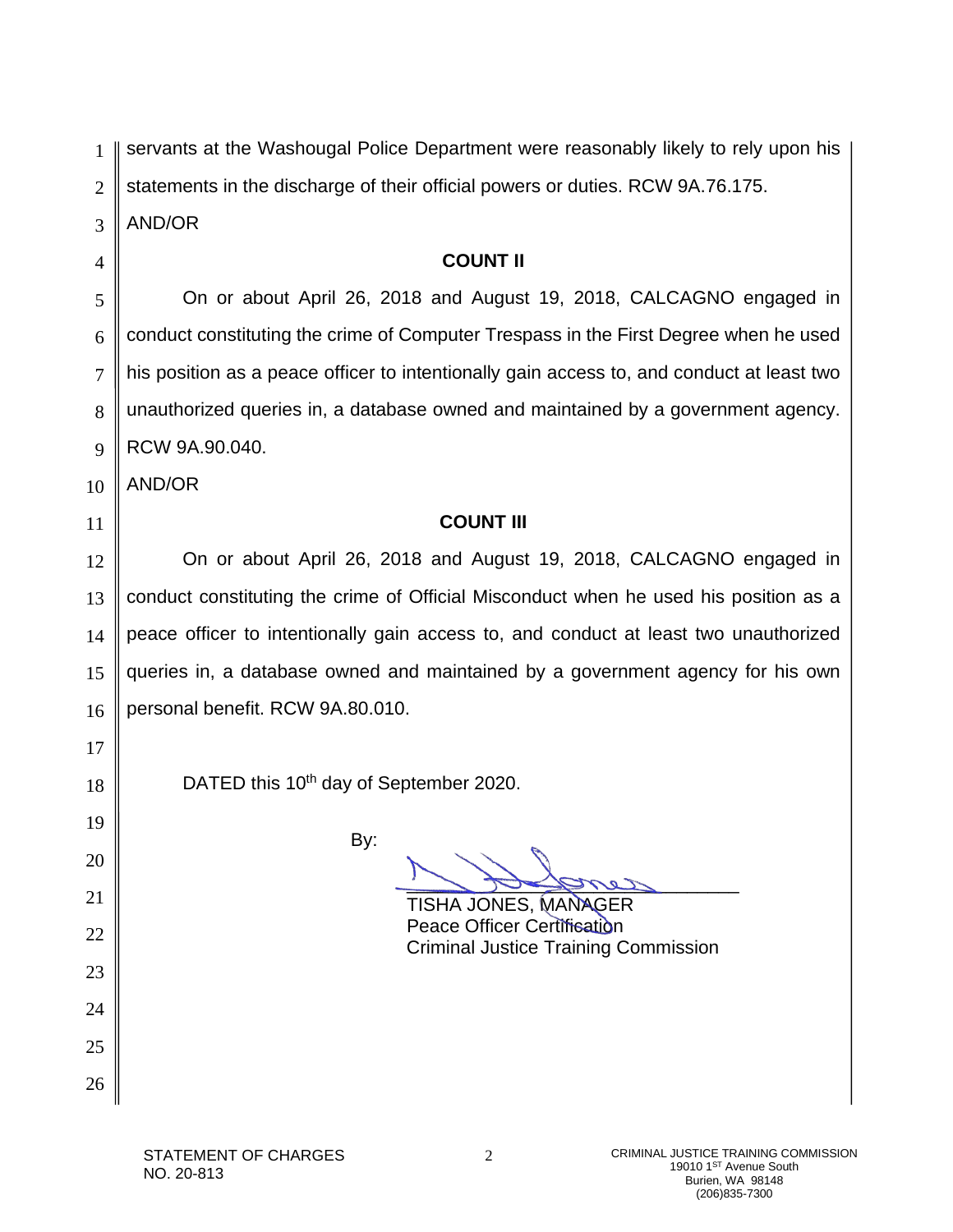servants at the Washougal Police Department were reasonably likely to rely upon his statements in the discharge of their official powers or duties. RCW 9A.76.175.

AND/OR

**COUNT II**

On or about April 26, 2018 and August 19, 2018, CALCAGNO engaged in conduct constituting the crime of Computer Trespass in the First Degree when he used his position as a peace officer to intentionally gain access to, and conduct at least two unauthorized queries in, a database owned and maintained by a government agency. RCW 9A.90.040.

AND/OR

**COUNT III**

On or about April 26, 2018 and August 19, 2018, CALCAGNO engaged in conduct constituting the crime of Official Misconduct when he used his position as a peace officer to intentionally gain access to, and conduct at least two unauthorized queries in, a database owned and maintained by a government agency for his own personal benefit. RCW 9A.80.010.

DATED this 10th day of September 2020.

By: ______________________________

TISHA JONES, MANAGER
Peace Officer Certification
Criminal Justice Training Commission

STATEMENT OF CHARGES
NO. 20-813

CRIMINAL JUSTICE TRAINING COMMISSION
19010 1ST Avenue South
Burien, WA 98148
(206)835-7300